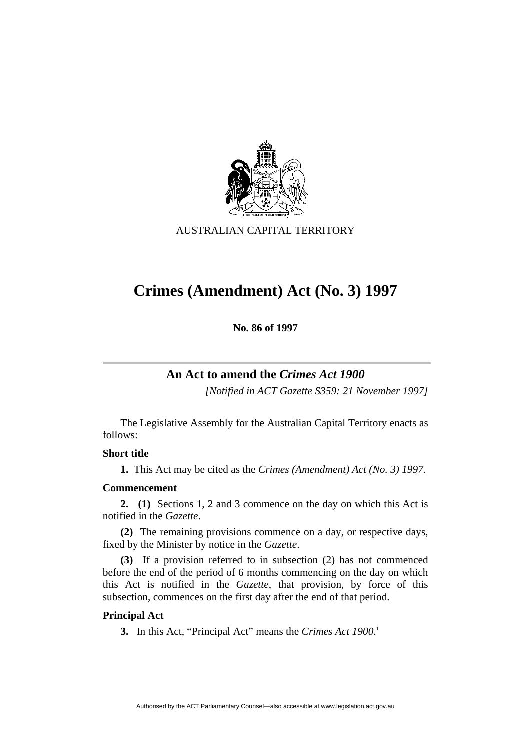AUSTRALIAN CAPITAL TERRITORY

# Crimes (Amendment) Act (No. 3) 1997

**No. 86 of 1997**

## An Act to amend the *Crimes Act 1900*

*[Notified in ACT Gazette S359: 21 November 1997]*

The Legislative Assembly for the Australian Capital Territory enacts as follows:

### Short title

**1.** This Act may be cited as the *Crimes (Amendment) Act (No. 3) 1997.*

### Commencement

**2. (1)** Sections 1, 2 and 3 commence on the day on which this Act is notified in the *Gazette*.

**(2)** The remaining provisions commence on a day, or respective days, fixed by the Minister by notice in the *Gazette*.

**(3)** If a provision referred to in subsection (2) has not commenced before the end of the period of 6 months commencing on the day on which this Act is notified in the *Gazette*, that provision, by force of this subsection, commences on the first day after the end of that period.

### Principal Act

**3.** In this Act, "Principal Act" means the *Crimes Act 1900*.[1]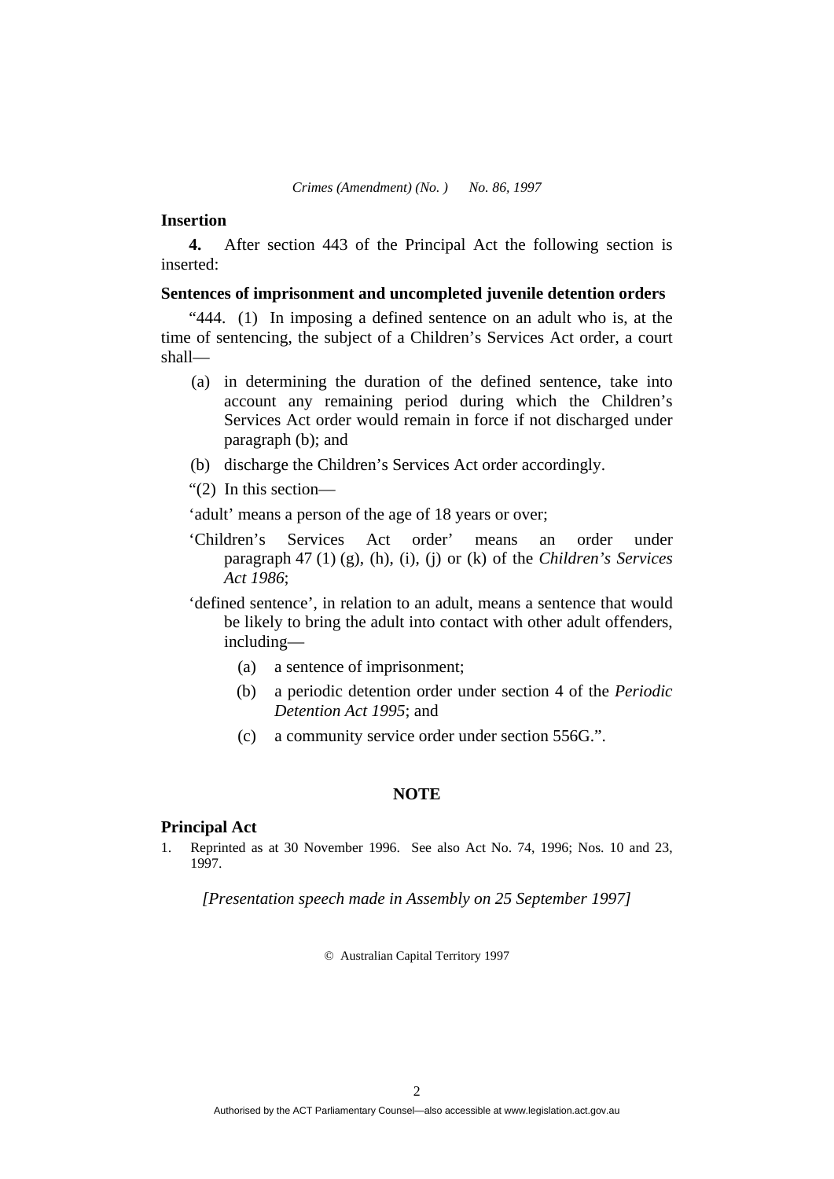**Insertion**

**4.** After section 443 of the Principal Act the following section is inserted:

**Sentences of imprisonment and uncompleted juvenile detention orders**

"444. (1) In imposing a defined sentence on an adult who is, at the time of sentencing, the subject of a Children's Services Act order, a court shall—

(a) in determining the duration of the defined sentence, take into account any remaining period during which the Children's Services Act order would remain in force if not discharged under paragraph (b); and

(b) discharge the Children's Services Act order accordingly.

"(2) In this section—

'adult' means a person of the age of 18 years or over;

'Children's Services Act order' means an order under paragraph 47 (1) (g), (h), (i), (j) or (k) of the *Children's Services Act 1986*;

'defined sentence', in relation to an adult, means a sentence that would be likely to bring the adult into contact with other adult offenders, including—

(a) a sentence of imprisonment;

(b) a periodic detention order under section 4 of the *Periodic Detention Act 1995*; and

(c) a community service order under section 556G.".

## NOTE

**Principal Act**

1. Reprinted as at 30 November 1996. See also Act No. 74, 1996; Nos. 10 and 23, 1997.

*[Presentation speech made in Assembly on 25 September 1997]*

© Australian Capital Territory 1997